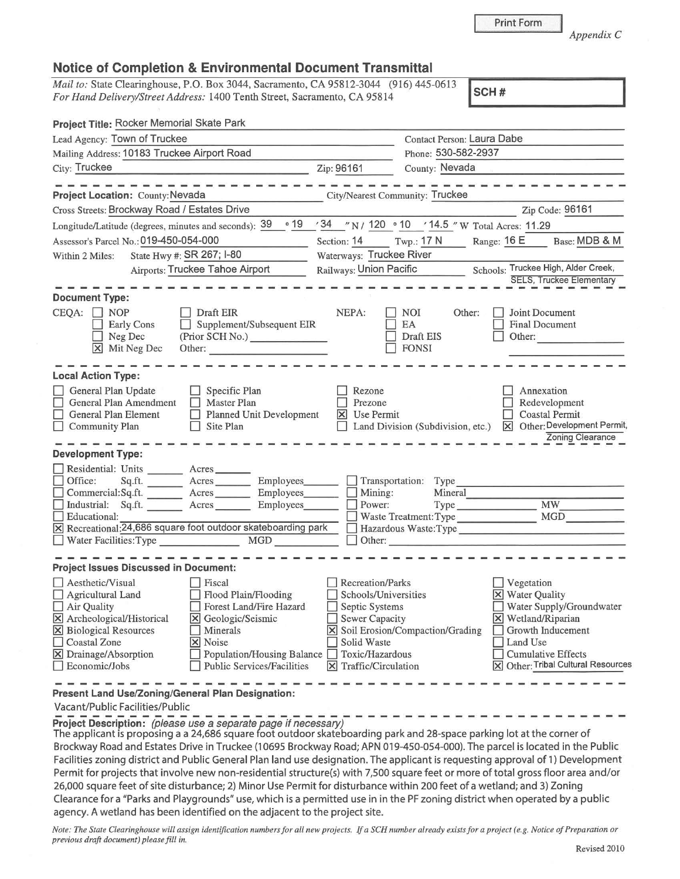Print Form

*Appendix C*

## Notice of Completion & Environmental Document Transmittal

*Mail to:* State Clearinghouse, P.O. Box 3044, Sacramento, CA 95812-3044 (916) 445-0613
*For Hand Delivery/Street Address:* 1400 Tenth Street, Sacramento, CA 95814

**SCH #**

**Project Title:** Rocker Memorial Skate Park

Lead Agency: Town of Truckee
Contact Person: Laura Dabe
Mailing Address: 10183 Truckee Airport Road
Phone: 530-582-2937
City: Truckee
Zip: 96161
County: Nevada

**Project Location:** County: Nevada
City/Nearest Community: Truckee
Cross Streets: Brockway Road / Estates Drive
Zip Code: 96161
Longitude/Latitude (degrees, minutes and seconds): 39 ° 19 ′ 34 ″ N / 120 ° 10 ′ 14.5 ″ W
Total Acres: 11.29
Assessor's Parcel No.: 019-450-054-000
Section: 14
Twp.: 17 N
Range: 16 E
Base: MDB & M
Within 2 Miles: State Hwy #: SR 267; I-80
Waterways: Truckee River
Airports: Truckee Tahoe Airport
Railways: Union Pacific
Schools: Truckee High, Alder Creek, SELS, Truckee Elementary

**Document Type:**

CEQA:
- [ ] NOP
- [ ] Early Cons
- [ ] Neg Dec
- [x] Mit Neg Dec
- [ ] Draft EIR
- [ ] Supplement/Subsequent EIR (Prior SCH No.) ______
- Other: ______

NEPA:
- [ ] NOI
- [ ] EA
- [ ] Draft EIS
- [ ] FONSI

Other:
- [ ] Joint Document
- [ ] Final Document
- [ ] Other: ______

**Local Action Type:**

- [ ] General Plan Update
- [ ] General Plan Amendment
- [ ] General Plan Element
- [ ] Community Plan
- [ ] Specific Plan
- [ ] Master Plan
- [ ] Planned Unit Development
- [ ] Site Plan
- [ ] Rezone
- [ ] Prezone
- [x] Use Permit
- [ ] Land Division (Subdivision, etc.)
- [ ] Annexation
- [ ] Redevelopment
- [ ] Coastal Permit
- [x] Other: Development Permit, Zoning Clearance

**Development Type:**

- [ ] Residential: Units ______ Acres ______
- [ ] Office: Sq.ft. ______ Acres ______ Employees ______
- [ ] Commercial: Sq.ft. ______ Acres ______ Employees ______
- [ ] Industrial: Sq.ft. ______ Acres ______ Employees ______
- [ ] Educational: ______
- [x] Recreational: 24,686 square foot outdoor skateboarding park
- [ ] Water Facilities: Type ______ MGD ______
- [ ] Transportation: Type ______
- [ ] Mining: Mineral ______
- [ ] Power: Type ______ MW ______
- [ ] Waste Treatment: Type ______ MGD ______
- [ ] Hazardous Waste: Type ______
- [ ] Other: ______

**Project Issues Discussed in Document:**

- [ ] Aesthetic/Visual
- [ ] Agricultural Land
- [ ] Air Quality
- [x] Archeological/Historical
- [x] Biological Resources
- [ ] Coastal Zone
- [x] Drainage/Absorption
- [ ] Economic/Jobs
- [ ] Fiscal
- [ ] Flood Plain/Flooding
- [ ] Forest Land/Fire Hazard
- [x] Geologic/Seismic
- [ ] Minerals
- [x] Noise
- [ ] Population/Housing Balance
- [ ] Public Services/Facilities
- [ ] Recreation/Parks
- [ ] Schools/Universities
- [ ] Septic Systems
- [ ] Sewer Capacity
- [x] Soil Erosion/Compaction/Grading
- [ ] Solid Waste
- [ ] Toxic/Hazardous
- [x] Traffic/Circulation
- [ ] Vegetation
- [x] Water Quality
- [ ] Water Supply/Groundwater
- [x] Wetland/Riparian
- [ ] Growth Inducement
- [ ] Land Use
- [ ] Cumulative Effects
- [x] Other: Tribal Cultural Resources

**Present Land Use/Zoning/General Plan Designation:**

Vacant/Public Facilities/Public

**Project Description:** *(please use a separate page if necessary)*

The applicant is proposing a a 24,686 square foot outdoor skateboarding park and 28-space parking lot at the corner of Brockway Road and Estates Drive in Truckee (10695 Brockway Road; APN 019-450-054-000). The parcel is located in the Public Facilities zoning district and Public General Plan land use designation. The applicant is requesting approval of 1) Development Permit for projects that involve new non-residential structure(s) with 7,500 square feet or more of total gross floor area and/or 26,000 square feet of site disturbance; 2) Minor Use Permit for disturbance within 200 feet of a wetland; and 3) Zoning Clearance for a "Parks and Playgrounds" use, which is a permitted use in in the PF zoning district when operated by a public agency. A wetland has been identified on the adjacent to the project site.

*Note: The State Clearinghouse will assign identification numbers for all new projects. If a SCH number already exists for a project (e.g. Notice of Preparation or previous draft document) please fill in.*

Revised 2010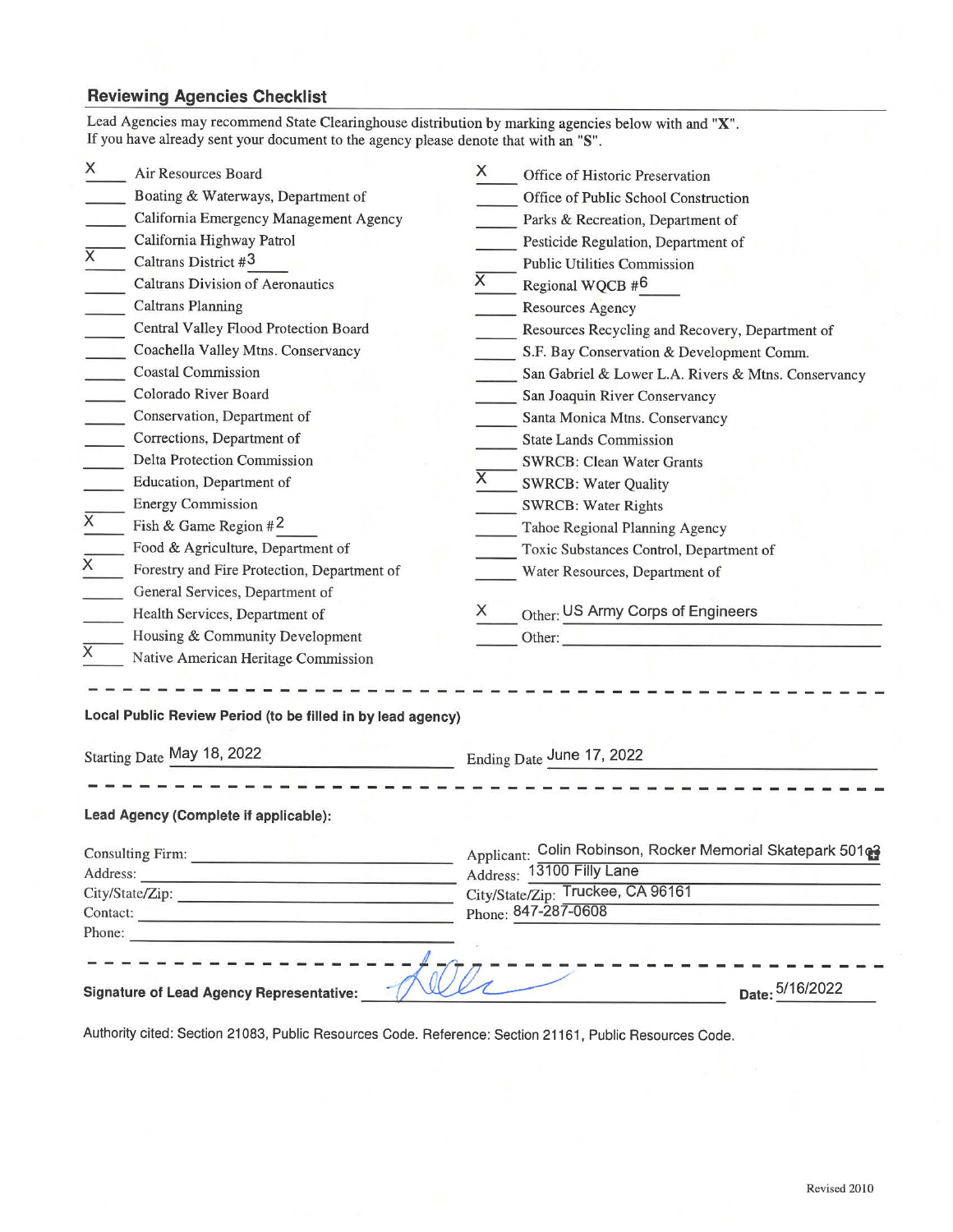## Reviewing Agencies Checklist

Lead Agencies may recommend State Clearinghouse distribution by marking agencies below with and "X".
If you have already sent your document to the agency please denote that with an "S".

| | | | |
|---|---|---|---|
| X | Air Resources Board | X | Office of Historic Preservation |
| | Boating & Waterways, Department of | | Office of Public School Construction |
| | California Emergency Management Agency | | Parks & Recreation, Department of |
| | California Highway Patrol | | Pesticide Regulation, Department of |
| X | Caltrans District #3 | | Public Utilities Commission |
| | Caltrans Division of Aeronautics | X | Regional WQCB #6 |
| | Caltrans Planning | | Resources Agency |
| | Central Valley Flood Protection Board | | Resources Recycling and Recovery, Department of |
| | Coachella Valley Mtns. Conservancy | | S.F. Bay Conservation & Development Comm. |
| | Coastal Commission | | San Gabriel & Lower L.A. Rivers & Mtns. Conservancy |
| | Colorado River Board | | San Joaquin River Conservancy |
| | Conservation, Department of | | Santa Monica Mtns. Conservancy |
| | Corrections, Department of | | State Lands Commission |
| | Delta Protection Commission | | SWRCB: Clean Water Grants |
| | Education, Department of | X | SWRCB: Water Quality |
| | Energy Commission | | SWRCB: Water Rights |
| X | Fish & Game Region #2 | | Tahoe Regional Planning Agency |
| | Food & Agriculture, Department of | | Toxic Substances Control, Department of |
| X | Forestry and Fire Protection, Department of | | Water Resources, Department of |
| | General Services, Department of | | |
| | Health Services, Department of | X | Other: US Army Corps of Engineers |
| | Housing & Community Development | | Other: |
| X | Native American Heritage Commission | | |

---

**Local Public Review Period (to be filled in by lead agency)**

Starting Date May 18, 2022 Ending Date June 17, 2022

---

**Lead Agency (Complete if applicable):**

| | |
|---|---|
| Consulting Firm: | Applicant: Colin Robinson, Rocker Memorial Skatepark 501c3 |
| Address: | Address: 13100 Filly Lane |
| City/State/Zip: | City/State/Zip: Truckee, CA 96161 |
| Contact: | Phone: 847-287-0608 |
| Phone: | |

---

**Signature of Lead Agency Representative:** [signature] **Date:** 5/16/2022

Authority cited: Section 21083, Public Resources Code. Reference: Section 21161, Public Resources Code.

Revised 2010